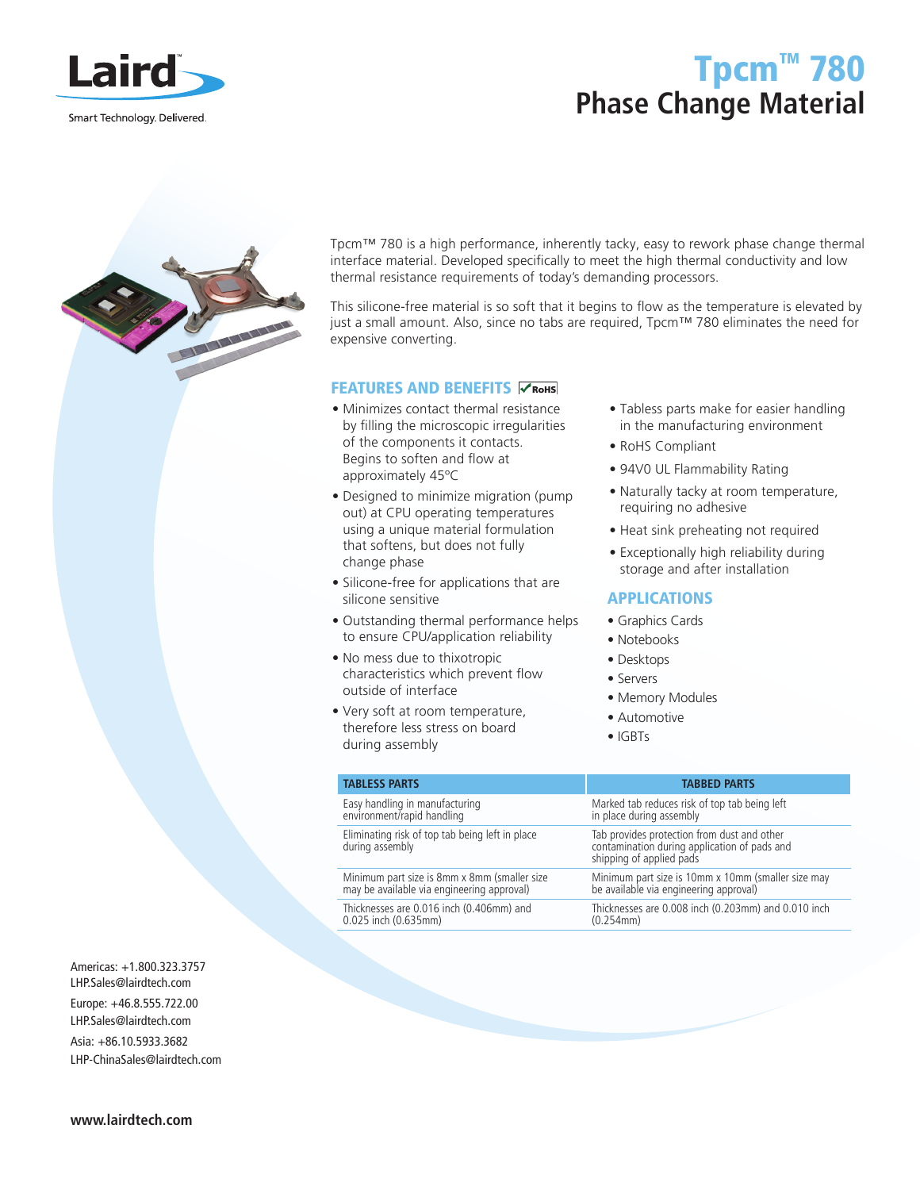# Tpcm™ 780
## Phase Change Material

Tpcm™ 780 is a high performance, inherently tacky, easy to rework phase change thermal interface material. Developed specifically to meet the high thermal conductivity and low thermal resistance requirements of today's demanding processors.

This silicone-free material is so soft that it begins to flow as the temperature is elevated by just a small amount. Also, since no tabs are required, Tpcm™ 780 eliminates the need for expensive converting.

### FEATURES AND BENEFITS

- Minimizes contact thermal resistance by filling the microscopic irregularities of the components it contacts. Begins to soften and flow at approximately 45°C
- Designed to minimize migration (pump out) at CPU operating temperatures using a unique material formulation that softens, but does not fully change phase
- Silicone-free for applications that are silicone sensitive
- Outstanding thermal performance helps to ensure CPU/application reliability
- No mess due to thixotropic characteristics which prevent flow outside of interface
- Very soft at room temperature, therefore less stress on board during assembly
- Tabless parts make for easier handling in the manufacturing environment
- RoHS Compliant
- 94V0 UL Flammability Rating
- Naturally tacky at room temperature, requiring no adhesive
- Heat sink preheating not required
- Exceptionally high reliability during storage and after installation

### APPLICATIONS

- Graphics Cards
- Notebooks
- Desktops
- Servers
- Memory Modules
- Automotive
- IGBTs

| TABLESS PARTS | TABBED PARTS |
|---|---|
| Easy handling in manufacturing environment/rapid handling | Marked tab reduces risk of top tab being left in place during assembly |
| Eliminating risk of top tab being left in place during assembly | Tab provides protection from dust and other contamination during application of pads and shipping of applied pads |
| Minimum part size is 8mm x 8mm (smaller size may be available via engineering approval) | Minimum part size is 10mm x 10mm (smaller size may be available via engineering approval) |
| Thicknesses are 0.016 inch (0.406mm) and 0.025 inch (0.635mm) | Thicknesses are 0.008 inch (0.203mm) and 0.010 inch (0.254mm) |

Americas: +1.800.323.3757
LHP.Sales@lairdtech.com

Europe: +46.8.555.722.00
LHP.Sales@lairdtech.com

Asia: +86.10.5933.3682
LHP-ChinaSales@lairdtech.com

www.lairdtech.com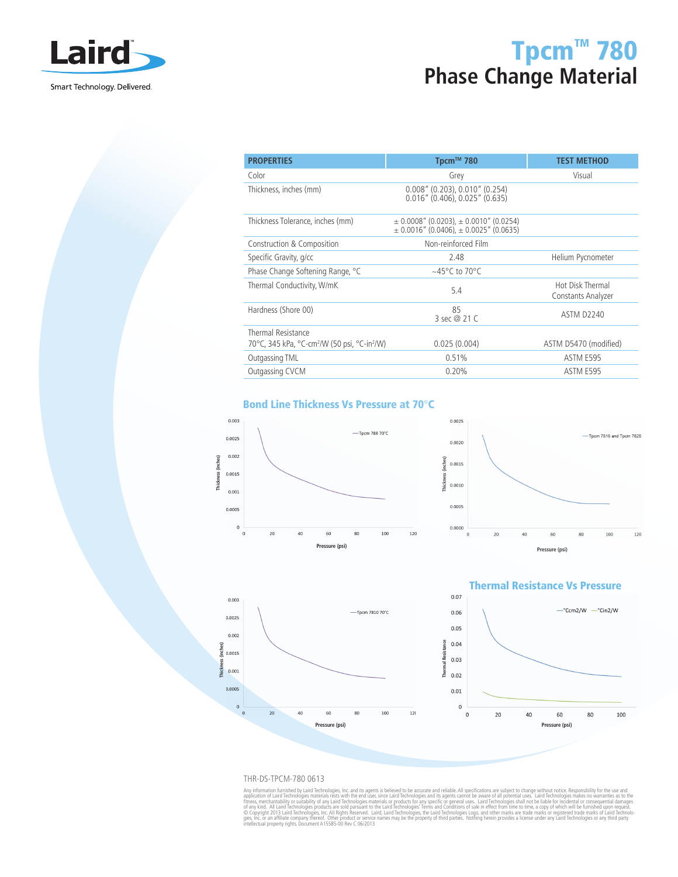# Tpcm™ 780
## Phase Change Material

| PROPERTIES | Tpcm™ 780 | TEST METHOD |
|---|---|---|
| Color | Grey | Visual |
| Thickness, inches (mm) | 0.008" (0.203), 0.010" (0.254) 0.016" (0.406), 0.025" (0.635) | |
| Thickness Tolerance, inches (mm) | ± 0.0008" (0.0203), ± 0.0010" (0.0254) ± 0.0016" (0.0406), ± 0.0025" (0.0635) | |
| Construction & Composition | Non-reinforced Film | |
| Specific Gravity, g/cc | 2.48 | Helium Pycnometer |
| Phase Change Softening Range, °C | ~45°C to 70°C | |
| Thermal Conductivity, W/mK | 5.4 | Hot Disk Thermal Constants Analyzer |
| Hardness (Shore 00) | 85 3 sec @ 21 C | ASTM D2240 |
| Thermal Resistance 70°C, 345 kPa, °C-cm$^2$/W (50 psi, °C-in$^2$/W) | 0.025 (0.004) | ASTM D5470 (modified) |
| Outgassing TML | 0.51% | ASTM E595 |
| Outgassing CVCM | 0.20% | ASTM E595 |

### Bond Line Thickness Vs Pressure at 70°C

Tpcm 788 70°C
Thickness (inches)
0.003, 0.0025, 0.002, 0.0015, 0.001, 0.0005, 0
Pressure (psi)
0, 20, 40, 60, 80, 100, 120

Tpcm 7816 and Tpcm 7825
Thickness (inches)
0.0025, 0.0020, 0.0015, 0.0010, 0.0005, 0.0000
Pressure (psi)
0, 20, 40, 60, 80, 100, 120

Tpcm 7810 70°C
Thickness (inches)
0.003, 0.0025, 0.002, 0.0015, 0.001, 0.0005, 0
Pressure (psi)
0, 20, 40, 60, 80, 100, 120

### Thermal Resistance Vs Pressure

°Ccm2/W °Cin2/W
Thermal Resistance
0.07, 0.06, 0.05, 0.04, 0.03, 0.02, 0.01, 0
Pressure (psi)
0, 20, 40, 60, 80, 100

THR-DS-TPCM-780 0613

Any information furnished by Laird Technologies, Inc. and its agents is believed to be accurate and reliable. All specifications are subject to change without notice. Responsibility for the use and application of Laird Technologies materials rests with the end user, since Laird Technologies and its agents cannot be aware of all potential uses. Laird Technologies makes no warranties as to the fitness, merchantability or suitability of any Laird Technologies materials or products for any specific or general uses. Laird Technologies shall not be liable for incidental or consequential damages of any kind. All Laird Technologies products are sold pursuant to the Laird Technologies' Terms and Conditions of sale in effect from time to time, a copy of which will be furnished upon request. © Copyright 2013 Laird Technologies, Inc. All Rights Reserved. Laird, Laird Technologies, the Laird Technologies Logo, and other marks are trade marks or registered trade marks of Laird Technologies, Inc. or an affiliate company thereof. Other product or service names may be the property of third parties. Nothing herein provides a license under any Laird Technologies or any third party intellectual property rights. Document A15585-00 Rev C 06/2013